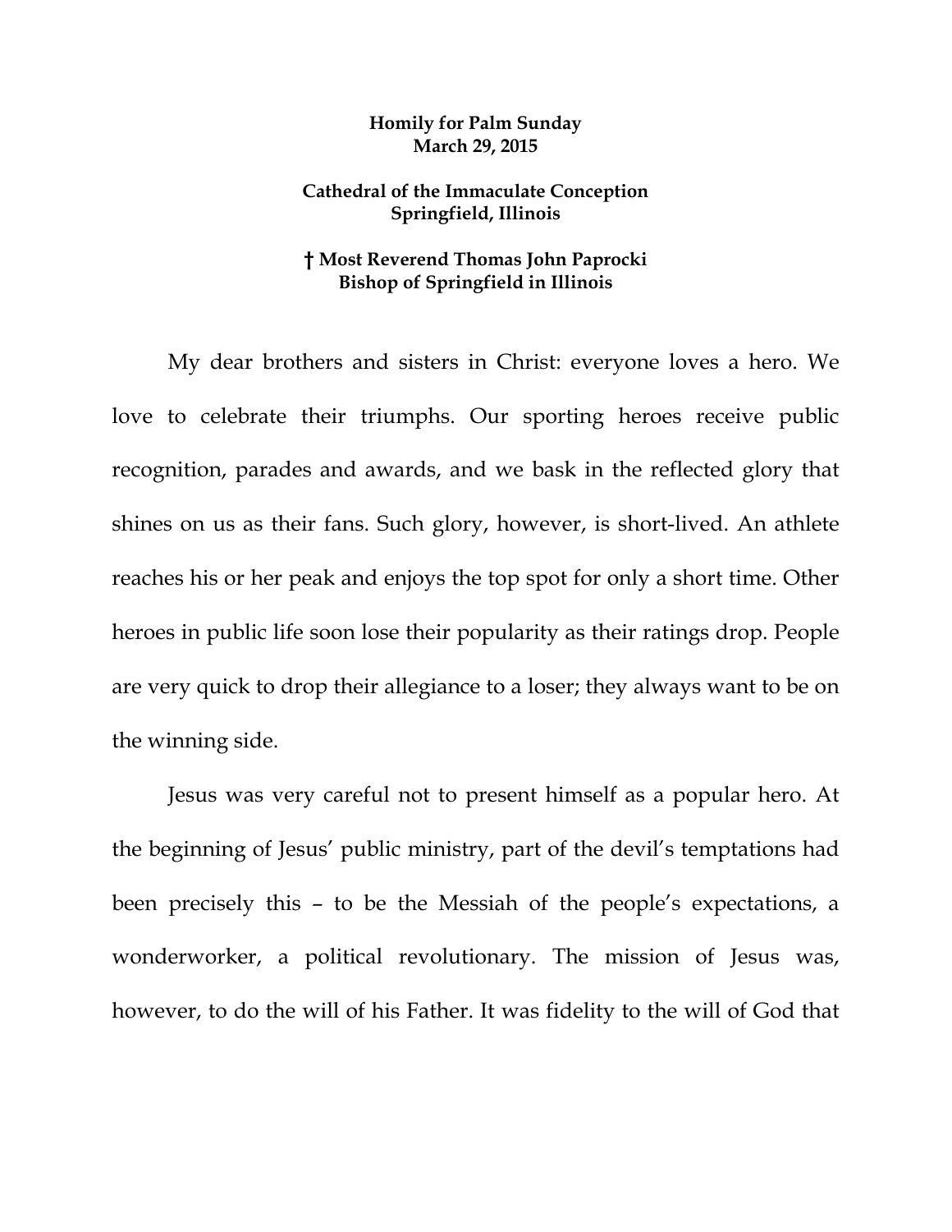**Homily for Palm Sunday**
**March 29, 2015**

**Cathedral of the Immaculate Conception**
**Springfield, Illinois**

**† Most Reverend Thomas John Paprocki**
**Bishop of Springfield in Illinois**

My dear brothers and sisters in Christ: everyone loves a hero. We love to celebrate their triumphs. Our sporting heroes receive public recognition, parades and awards, and we bask in the reflected glory that shines on us as their fans. Such glory, however, is short-lived. An athlete reaches his or her peak and enjoys the top spot for only a short time. Other heroes in public life soon lose their popularity as their ratings drop. People are very quick to drop their allegiance to a loser; they always want to be on the winning side.

Jesus was very careful not to present himself as a popular hero. At the beginning of Jesus' public ministry, part of the devil's temptations had been precisely this – to be the Messiah of the people's expectations, a wonderworker, a political revolutionary. The mission of Jesus was, however, to do the will of his Father. It was fidelity to the will of God that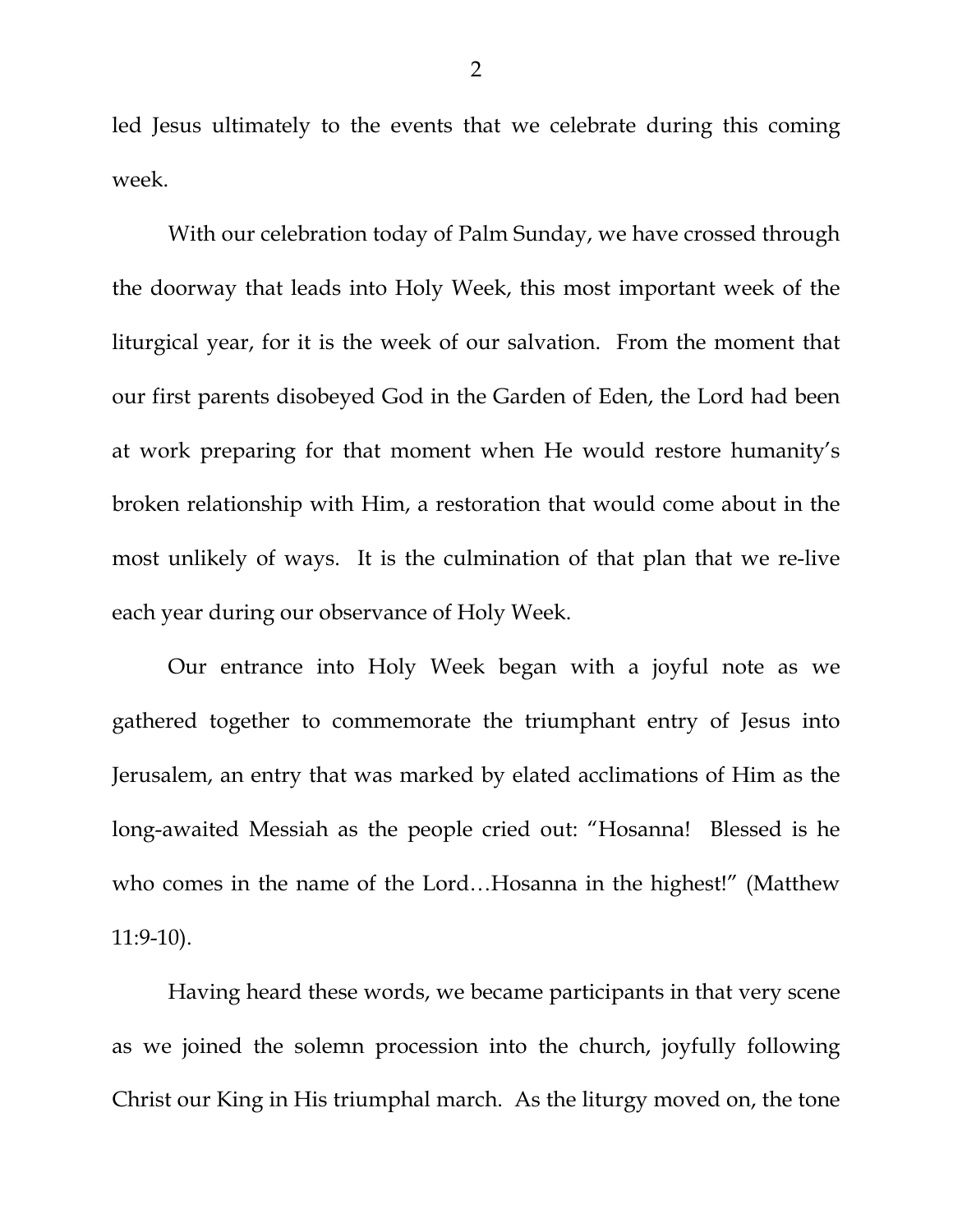led Jesus ultimately to the events that we celebrate during this coming week.

With our celebration today of Palm Sunday, we have crossed through the doorway that leads into Holy Week, this most important week of the liturgical year, for it is the week of our salvation. From the moment that our first parents disobeyed God in the Garden of Eden, the Lord had been at work preparing for that moment when He would restore humanity's broken relationship with Him, a restoration that would come about in the most unlikely of ways. It is the culmination of that plan that we re-live each year during our observance of Holy Week.

Our entrance into Holy Week began with a joyful note as we gathered together to commemorate the triumphant entry of Jesus into Jerusalem, an entry that was marked by elated acclimations of Him as the long-awaited Messiah as the people cried out: "Hosanna! Blessed is he who comes in the name of the Lord…Hosanna in the highest!" (Matthew 11:9-10).

Having heard these words, we became participants in that very scene as we joined the solemn procession into the church, joyfully following Christ our King in His triumphal march. As the liturgy moved on, the tone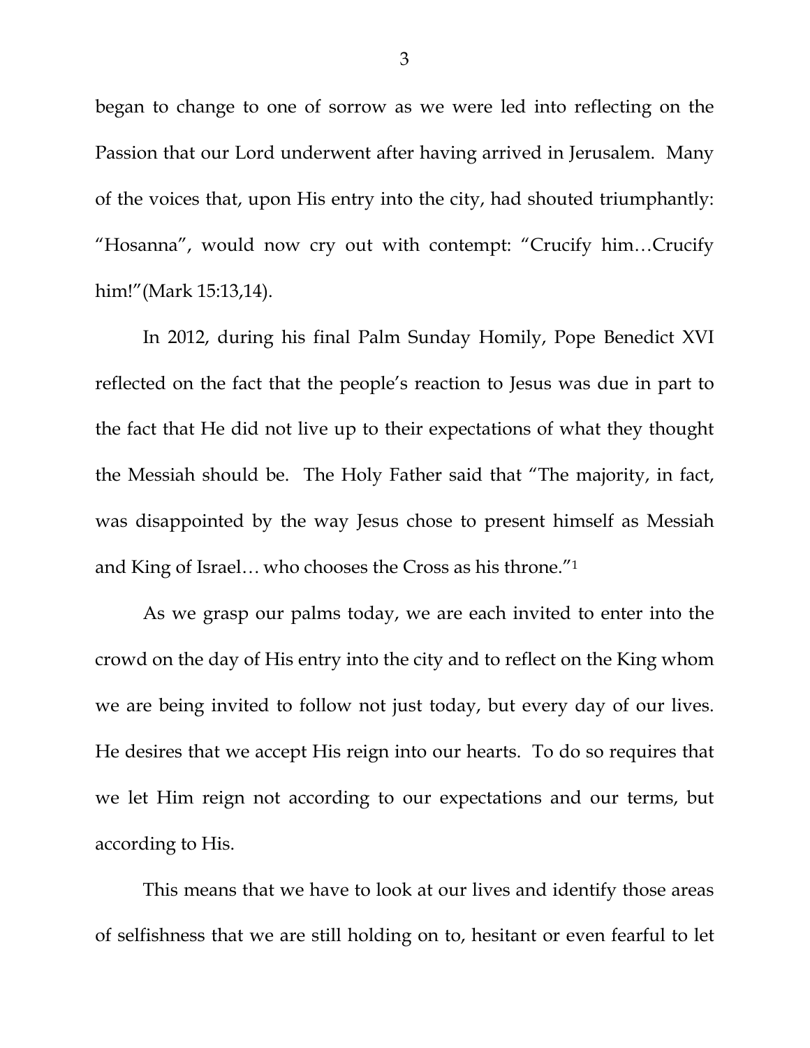began to change to one of sorrow as we were led into reflecting on the Passion that our Lord underwent after having arrived in Jerusalem. Many of the voices that, upon His entry into the city, had shouted triumphantly: "Hosanna", would now cry out with contempt: "Crucify him…Crucify him!"(Mark 15:13,14).

In 2012, during his final Palm Sunday Homily, Pope Benedict XVI reflected on the fact that the people's reaction to Jesus was due in part to the fact that He did not live up to their expectations of what they thought the Messiah should be. The Holy Father said that "The majority, in fact, was disappointed by the way Jesus chose to present himself as Messiah and King of Israel… who chooses the Cross as his throne."[1]

As we grasp our palms today, we are each invited to enter into the crowd on the day of His entry into the city and to reflect on the King whom we are being invited to follow not just today, but every day of our lives. He desires that we accept His reign into our hearts. To do so requires that we let Him reign not according to our expectations and our terms, but according to His.

This means that we have to look at our lives and identify those areas of selfishness that we are still holding on to, hesitant or even fearful to let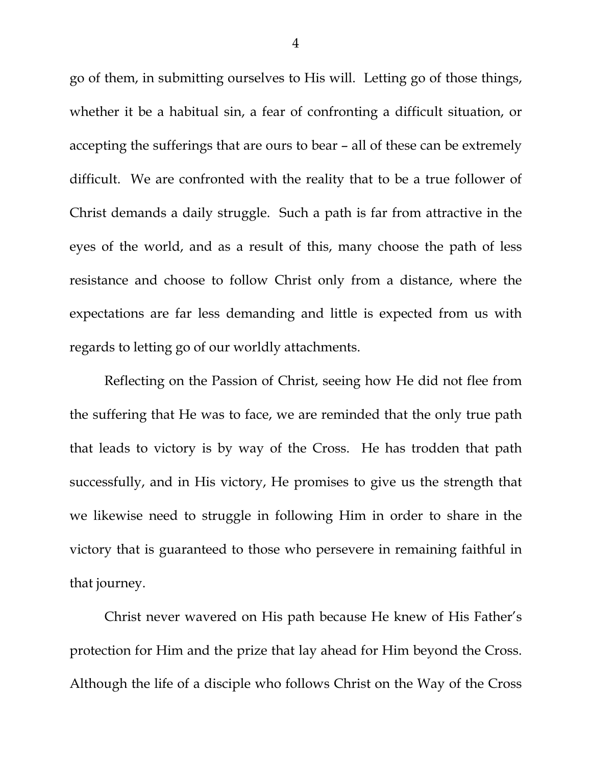go of them, in submitting ourselves to His will. Letting go of those things, whether it be a habitual sin, a fear of confronting a difficult situation, or accepting the sufferings that are ours to bear – all of these can be extremely difficult. We are confronted with the reality that to be a true follower of Christ demands a daily struggle. Such a path is far from attractive in the eyes of the world, and as a result of this, many choose the path of less resistance and choose to follow Christ only from a distance, where the expectations are far less demanding and little is expected from us with regards to letting go of our worldly attachments.

Reflecting on the Passion of Christ, seeing how He did not flee from the suffering that He was to face, we are reminded that the only true path that leads to victory is by way of the Cross. He has trodden that path successfully, and in His victory, He promises to give us the strength that we likewise need to struggle in following Him in order to share in the victory that is guaranteed to those who persevere in remaining faithful in that journey.

Christ never wavered on His path because He knew of His Father's protection for Him and the prize that lay ahead for Him beyond the Cross. Although the life of a disciple who follows Christ on the Way of the Cross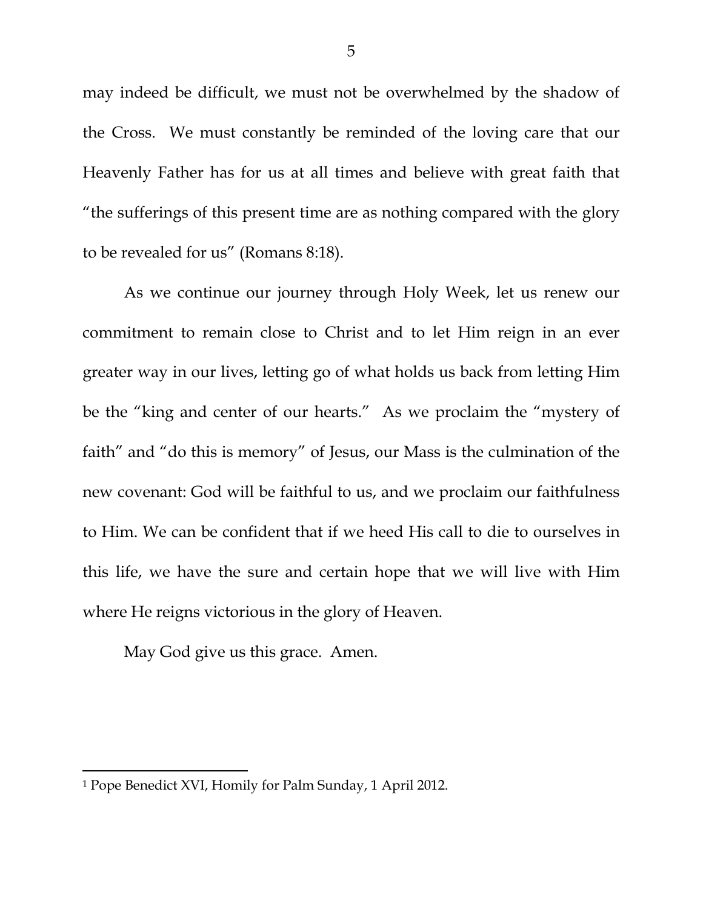may indeed be difficult, we must not be overwhelmed by the shadow of the Cross. We must constantly be reminded of the loving care that our Heavenly Father has for us at all times and believe with great faith that "the sufferings of this present time are as nothing compared with the glory to be revealed for us" (Romans 8:18).

As we continue our journey through Holy Week, let us renew our commitment to remain close to Christ and to let Him reign in an ever greater way in our lives, letting go of what holds us back from letting Him be the "king and center of our hearts." As we proclaim the "mystery of faith" and "do this is memory" of Jesus, our Mass is the culmination of the new covenant: God will be faithful to us, and we proclaim our faithfulness to Him. We can be confident that if we heed His call to die to ourselves in this life, we have the sure and certain hope that we will live with Him where He reigns victorious in the glory of Heaven.

May God give us this grace. Amen.

---

[1] Pope Benedict XVI, Homily for Palm Sunday, 1 April 2012.